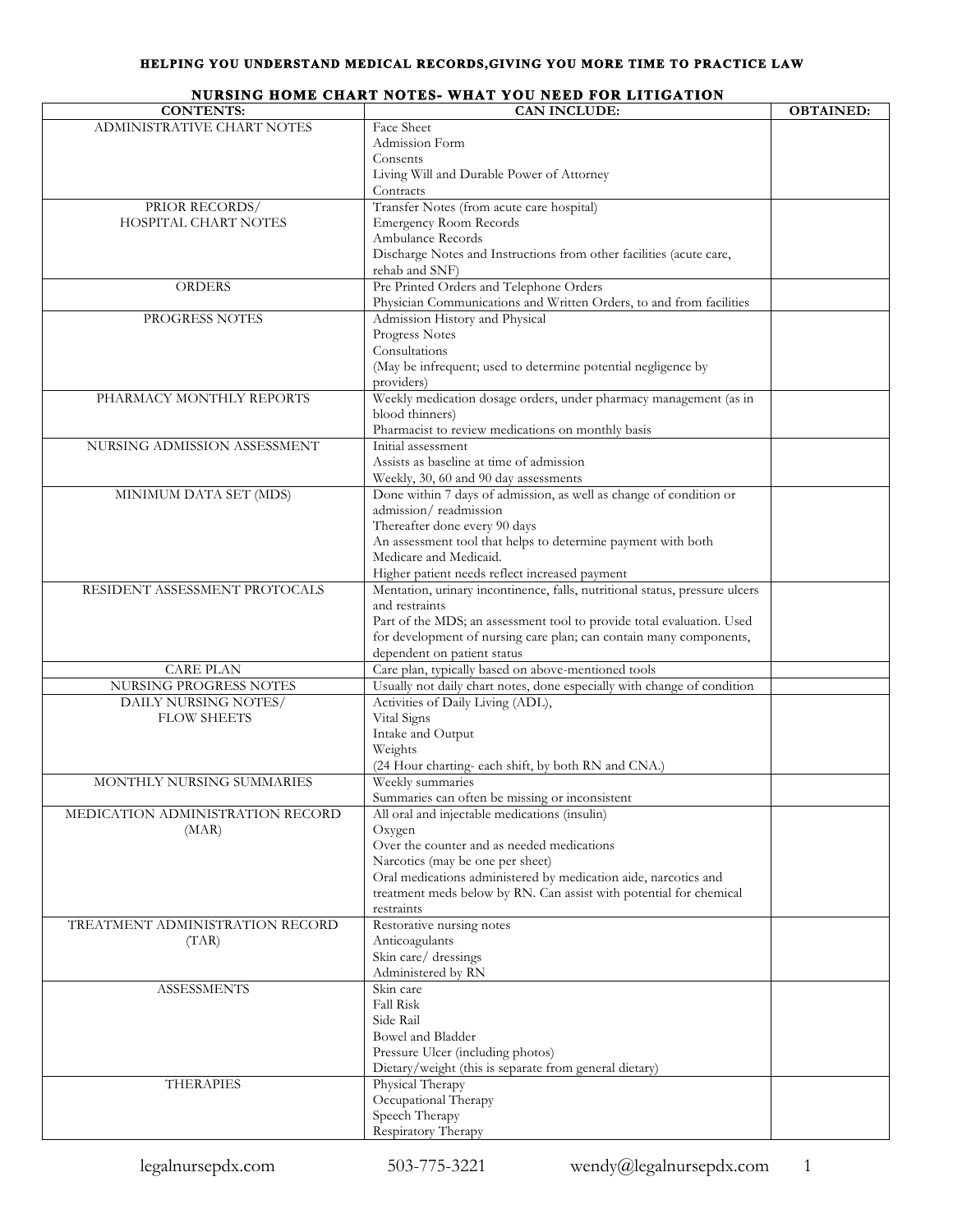**HELPING YOU UNDERSTAND MEDICAL RECORDS,GIVING YOU MORE TIME TO PRACTICE LAW**

**NURSING HOME CHART NOTES- WHAT YOU NEED FOR LITIGATION**

| CONTENTS: | CAN INCLUDE: | OBTAINED: |
|---|---|---|
| ADMINISTRATIVE CHART NOTES | Face Sheet<br>Admission Form<br>Consents<br>Living Will and Durable Power of Attorney<br>Contracts | |
| PRIOR RECORDS/<br>HOSPITAL CHART NOTES | Transfer Notes (from acute care hospital)<br>Emergency Room Records<br>Ambulance Records<br>Discharge Notes and Instructions from other facilities (acute care, rehab and SNF) | |
| ORDERS | Pre Printed Orders and Telephone Orders<br>Physician Communications and Written Orders, to and from facilities | |
| PROGRESS NOTES | Admission History and Physical<br>Progress Notes<br>Consultations<br>(May be infrequent; used to determine potential negligence by providers) | |
| PHARMACY MONTHLY REPORTS | Weekly medication dosage orders, under pharmacy management (as in blood thinners)<br>Pharmacist to review medications on monthly basis | |
| NURSING ADMISSION ASSESSMENT | Initial assessment<br>Assists as baseline at time of admission<br>Weekly, 30, 60 and 90 day assessments | |
| MINIMUM DATA SET (MDS) | Done within 7 days of admission, as well as change of condition or admission/ readmission<br>Thereafter done every 90 days<br>An assessment tool that helps to determine payment with both Medicare and Medicaid.<br>Higher patient needs reflect increased payment | |
| RESIDENT ASSESSMENT PROTOCALS | Mentation, urinary incontinence, falls, nutritional status, pressure ulcers and restraints<br>Part of the MDS; an assessment tool to provide total evaluation. Used for development of nursing care plan; can contain many components, dependent on patient status | |
| CARE PLAN | Care plan, typically based on above-mentioned tools | |
| NURSING PROGRESS NOTES | Usually not daily chart notes, done especially with change of condition | |
| DAILY NURSING NOTES/<br>FLOW SHEETS | Activities of Daily Living (ADL),<br>Vital Signs<br>Intake and Output<br>Weights<br>(24 Hour charting- each shift, by both RN and CNA.) | |
| MONTHLY NURSING SUMMARIES | Weekly summaries<br>Summaries can often be missing or inconsistent | |
| MEDICATION ADMINISTRATION RECORD (MAR) | All oral and injectable medications (insulin)<br>Oxygen<br>Over the counter and as needed medications<br>Narcotics (may be one per sheet)<br>Oral medications administered by medication aide, narcotics and treatment meds below by RN. Can assist with potential for chemical restraints | |
| TREATMENT ADMINISTRATION RECORD (TAR) | Restorative nursing notes<br>Anticoagulants<br>Skin care/ dressings<br>Administered by RN | |
| ASSESSMENTS | Skin care<br>Fall Risk<br>Side Rail<br>Bowel and Bladder<br>Pressure Ulcer (including photos)<br>Dietary/weight (this is separate from general dietary) | |
| THERAPIES | Physical Therapy<br>Occupational Therapy<br>Speech Therapy<br>Respiratory Therapy | |

legalnursepdx.com 503-775-3221 wendy@legalnursepdx.com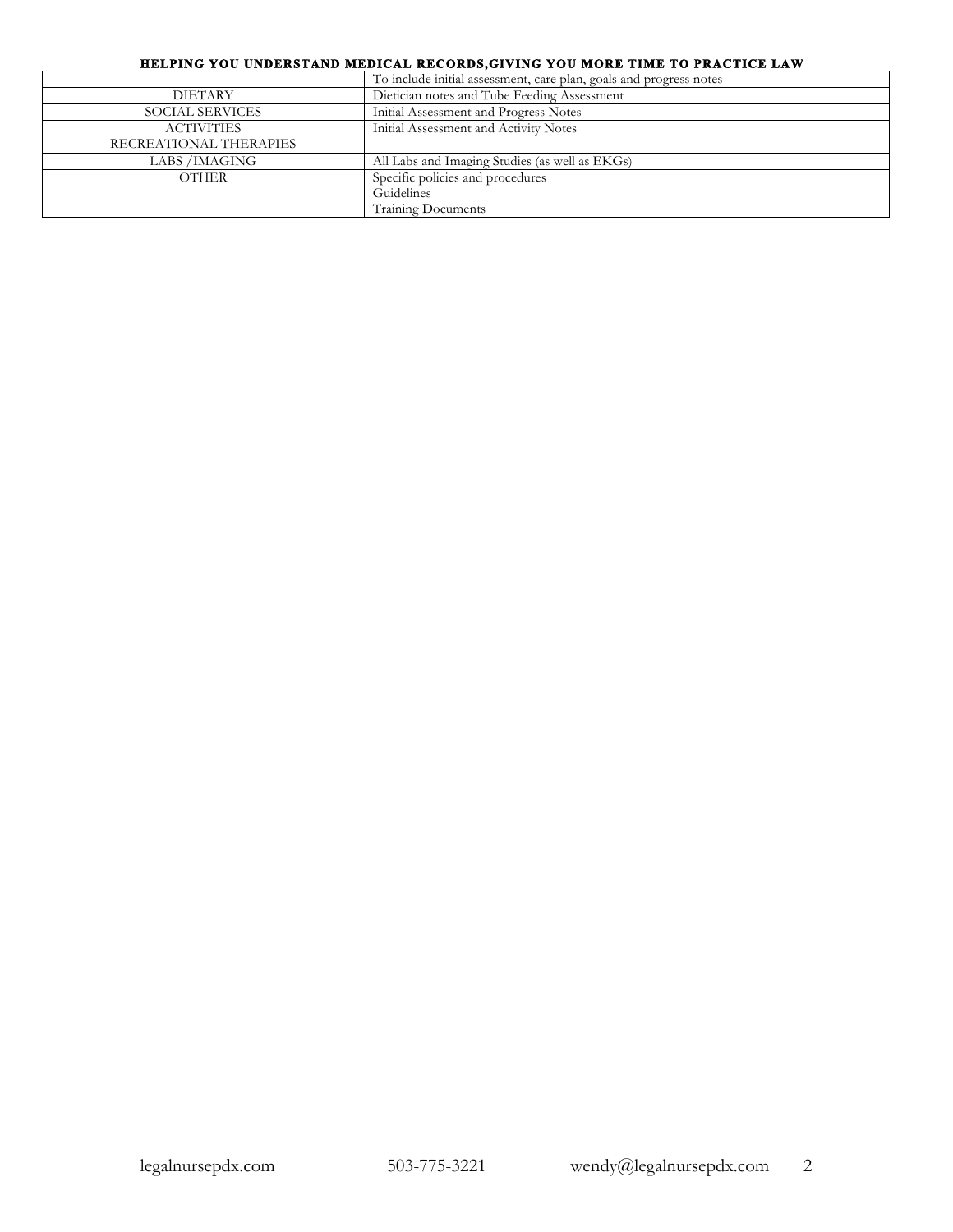| | | |
|---|---|---|
| | To include initial assessment, care plan, goals and progress notes | |
| DIETARY | Dietician notes and Tube Feeding Assessment | |
| SOCIAL SERVICES | Initial Assessment and Progress Notes | |
| ACTIVITIES<br>RECREATIONAL THERAPIES | Initial Assessment and Activity Notes | |
| LABS /IMAGING | All Labs and Imaging Studies (as well as EKGs) | |
| OTHER | Specific policies and procedures<br>Guidelines<br>Training Documents | |